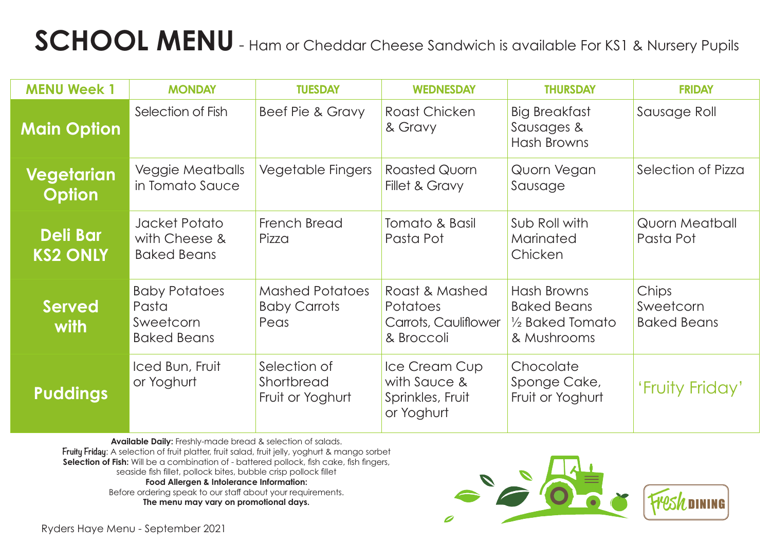# SCHOOL MENU - Ham or Cheddar Cheese Sandwich is available For KS1 & Nursery Pupils

| MENU Week 1 | MONDAY | TUESDAY | WEDNESDAY | THURSDAY | FRIDAY |
|---|---|---|---|---|---|
| **Main Option** | Selection of Fish | Beef Pie & Gravy | Roast Chicken & Gravy | Big Breakfast Sausages & Hash Browns | Sausage Roll |
| **Vegetarian Option** | Veggie Meatballs in Tomato Sauce | Vegetable Fingers | Roasted Quorn Fillet & Gravy | Quorn Vegan Sausage | Selection of Pizza |
| **Deli Bar KS2 ONLY** | Jacket Potato with Cheese & Baked Beans | French Bread Pizza | Tomato & Basil Pasta Pot | Sub Roll with Marinated Chicken | Quorn Meatball Pasta Pot |
| **Served with** | Baby Potatoes Pasta Sweetcorn Baked Beans | Mashed Potatoes Baby Carrots Peas | Roast & Mashed Potatoes Carrots, Cauliflower & Broccoli | Hash Browns Baked Beans ½ Baked Tomato & Mushrooms | Chips Sweetcorn Baked Beans |
| **Puddings** | Iced Bun, Fruit or Yoghurt | Selection of Shortbread Fruit or Yoghurt | Ice Cream Cup with Sauce & Sprinkles, Fruit or Yoghurt | Chocolate Sponge Cake, Fruit or Yoghurt | 'Fruity Friday' |

**Available Daily:** Freshly-made bread & selection of salads.
Fruity Friday: A selection of fruit platter, fruit salad, fruit jelly, yoghurt & mango sorbet
**Selection of Fish:** Will be a combination of - battered pollock, fish cake, fish fingers, seaside fish fillet, pollock bites, bubble crisp pollock fillet
**Food Allergen & Intolerance Information:**
Before ordering speak to our staff about your requirements.
**The menu may vary on promotional days.**

Fresh DINING

Ryders Haye Menu - September 2021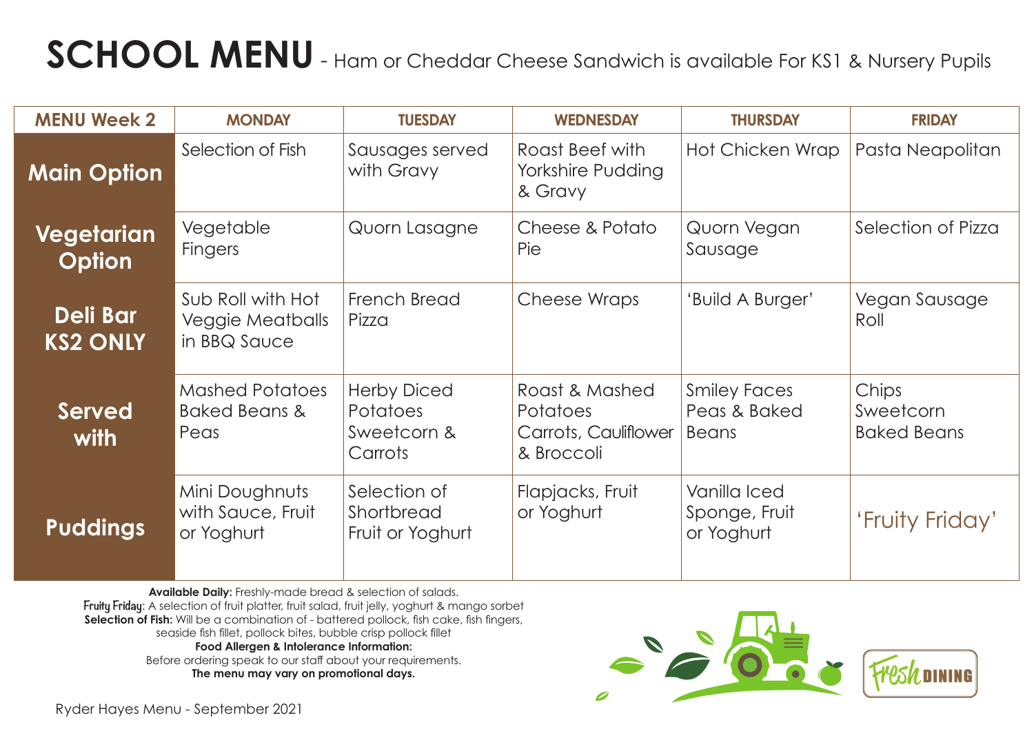# SCHOOL MENU - Ham or Cheddar Cheese Sandwich is available For KS1 & Nursery Pupils

| MENU Week 2 | MONDAY | TUESDAY | WEDNESDAY | THURSDAY | FRIDAY |
|---|---|---|---|---|---|
| **Main Option** | Selection of Fish | Sausages served with Gravy | Roast Beef with Yorkshire Pudding & Gravy | Hot Chicken Wrap | Pasta Neapolitan |
| **Vegetarian Option** | Vegetable Fingers | Quorn Lasagne | Cheese & Potato Pie | Quorn Vegan Sausage | Selection of Pizza |
| **Deli Bar KS2 ONLY** | Sub Roll with Hot Veggie Meatballs in BBQ Sauce | French Bread Pizza | Cheese Wraps | 'Build A Burger' | Vegan Sausage Roll |
| **Served with** | Mashed Potatoes Baked Beans & Peas | Herby Diced Potatoes Sweetcorn & Carrots | Roast & Mashed Potatoes Carrots, Cauliflower & Broccoli | Smiley Faces Peas & Baked Beans | Chips Sweetcorn Baked Beans |
| **Puddings** | Mini Doughnuts with Sauce, Fruit or Yoghurt | Selection of Shortbread Fruit or Yoghurt | Flapjacks, Fruit or Yoghurt | Vanilla Iced Sponge, Fruit or Yoghurt | 'Fruity Friday' |

**Available Daily:** Freshly-made bread & selection of salads.
**Fruity Friday**: A selection of fruit platter, fruit salad, fruit jelly, yoghurt & mango sorbet
**Selection of Fish:** Will be a combination of - battered pollock, fish cake, fish fingers, seaside fish fillet, pollock bites, bubble crisp pollock fillet
**Food Allergen & Intolerance Information:**
Before ordering speak to our staff about your requirements.
**The menu may vary on promotional days.**

Fresh DINING

Ryder Hayes Menu - September 2021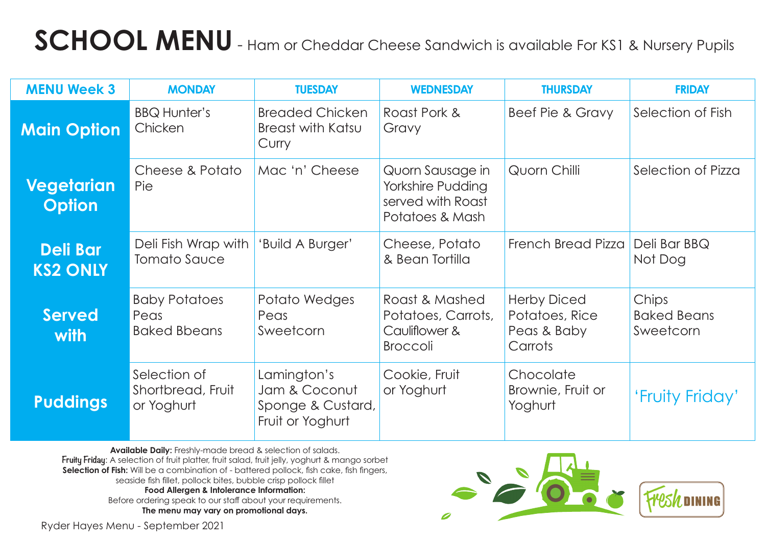# SCHOOL MENU - Ham or Cheddar Cheese Sandwich is available For KS1 & Nursery Pupils

| MENU Week 3 | MONDAY | TUESDAY | WEDNESDAY | THURSDAY | FRIDAY |
|---|---|---|---|---|---|
| **Main Option** | BBQ Hunter's Chicken | Breaded Chicken Breast with Katsu Curry | Roast Pork & Gravy | Beef Pie & Gravy | Selection of Fish |
| **Vegetarian Option** | Cheese & Potato Pie | Mac 'n' Cheese | Quorn Sausage in Yorkshire Pudding served with Roast Potatoes & Mash | Quorn Chilli | Selection of Pizza |
| **Deli Bar KS2 ONLY** | Deli Fish Wrap with Tomato Sauce | 'Build A Burger' | Cheese, Potato & Bean Tortilla | French Bread Pizza | Deli Bar BBQ Not Dog |
| **Served with** | Baby Potatoes<br>Peas<br>Baked Bbeans | Potato Wedges<br>Peas<br>Sweetcorn | Roast & Mashed Potatoes, Carrots, Cauliflower & Broccoli | Herby Diced Potatoes, Rice<br>Peas & Baby Carrots | Chips<br>Baked Beans<br>Sweetcorn |
| **Puddings** | Selection of Shortbread, Fruit or Yoghurt | Lamington's Jam & Coconut Sponge & Custard, Fruit or Yoghurt | Cookie, Fruit or Yoghurt | Chocolate Brownie, Fruit or Yoghurt | 'Fruity Friday' |

**Available Daily:** Freshly-made bread & selection of salads.
Fruity Friday: A selection of fruit platter, fruit salad, fruit jelly, yoghurt & mango sorbet
**Selection of Fish:** Will be a combination of - battered pollock, fish cake, fish fingers, seaside fish fillet, pollock bites, bubble crisp pollock fillet
**Food Allergen & Intolerance Information:**
Before ordering speak to our staff about your requirements.
**The menu may vary on promotional days.**

Fresh DINING

Ryder Hayes Menu - September 2021